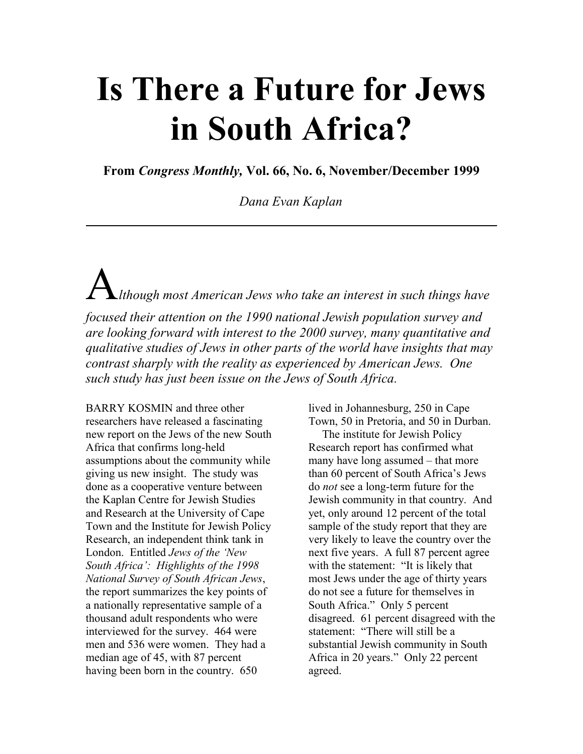# Is There a Future for Jews in South Africa?

**From *Congress Monthly,* Vol. 66, No. 6, November/December 1999**

*Dana Evan Kaplan*

---

*Although most American Jews who take an interest in such things have focused their attention on the 1990 national Jewish population survey and are looking forward with interest to the 2000 survey, many quantitative and qualitative studies of Jews in other parts of the world have insights that may contrast sharply with the reality as experienced by American Jews. One such study has just been issue on the Jews of South Africa.*

BARRY KOSMIN and three other researchers have released a fascinating new report on the Jews of the new South Africa that confirms long-held assumptions about the community while giving us new insight. The study was done as a cooperative venture between the Kaplan Centre for Jewish Studies and Research at the University of Cape Town and the Institute for Jewish Policy Research, an independent think tank in London. Entitled *Jews of the 'New South Africa': Highlights of the 1998 National Survey of South African Jews*, the report summarizes the key points of a nationally representative sample of a thousand adult respondents who were interviewed for the survey. 464 were men and 536 were women. They had a median age of 45, with 87 percent having been born in the country. 650 lived in Johannesburg, 250 in Cape Town, 50 in Pretoria, and 50 in Durban.

The institute for Jewish Policy Research report has confirmed what many have long assumed – that more than 60 percent of South Africa's Jews do *not* see a long-term future for the Jewish community in that country. And yet, only around 12 percent of the total sample of the study report that they are very likely to leave the country over the next five years. A full 87 percent agree with the statement: "It is likely that most Jews under the age of thirty years do not see a future for themselves in South Africa." Only 5 percent disagreed. 61 percent disagreed with the statement: "There will still be a substantial Jewish community in South Africa in 20 years." Only 22 percent agreed.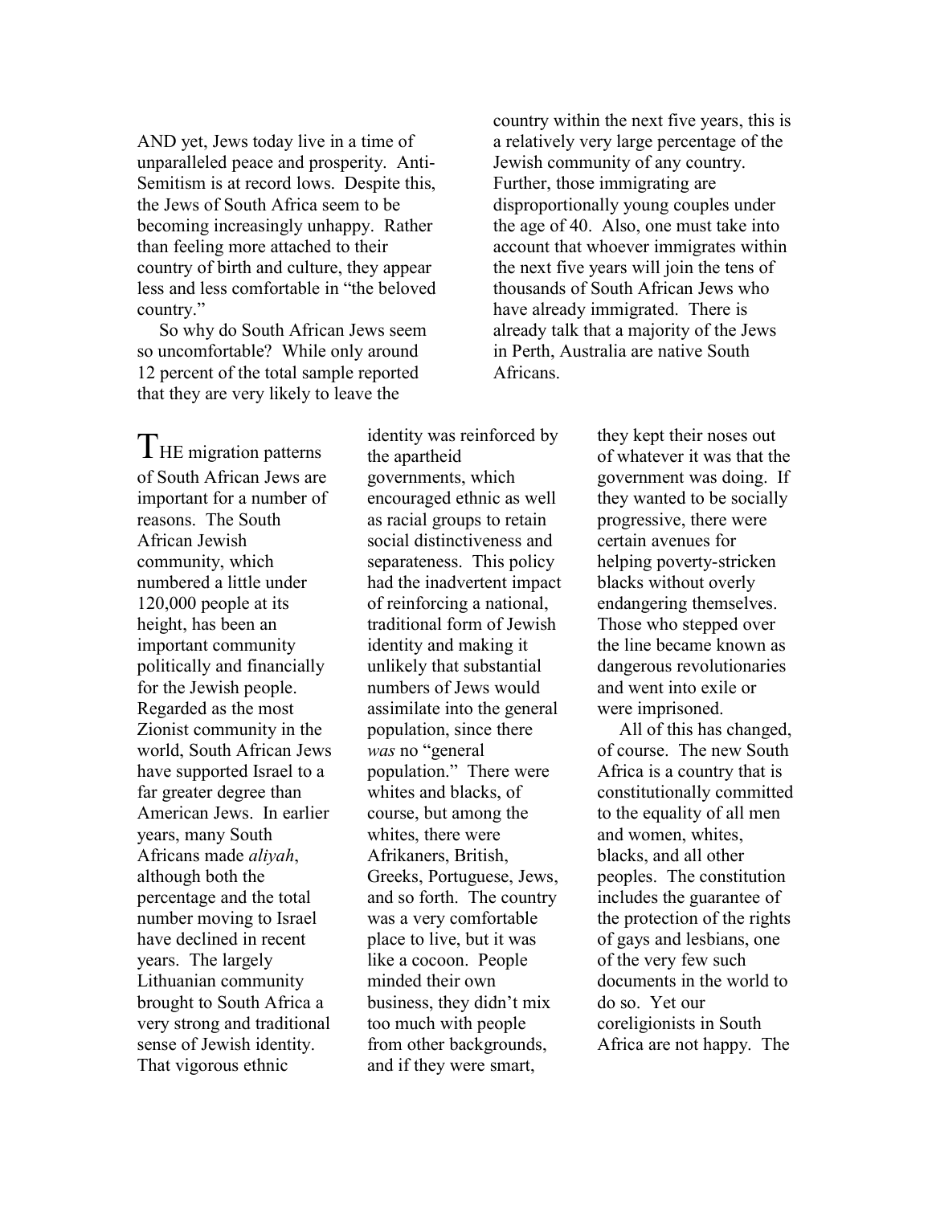AND yet, Jews today live in a time of unparalleled peace and prosperity. Anti-Semitism is at record lows. Despite this, the Jews of South Africa seem to be becoming increasingly unhappy. Rather than feeling more attached to their country of birth and culture, they appear less and less comfortable in "the beloved country."

So why do South African Jews seem so uncomfortable? While only around 12 percent of the total sample reported that they are very likely to leave the country within the next five years, this is a relatively very large percentage of the Jewish community of any country. Further, those immigrating are disproportionally young couples under the age of 40. Also, one must take into account that whoever immigrates within the next five years will join the tens of thousands of South African Jews who have already immigrated. There is already talk that a majority of the Jews in Perth, Australia are native South Africans.

THE migration patterns of South African Jews are important for a number of reasons. The South African Jewish community, which numbered a little under 120,000 people at its height, has been an important community politically and financially for the Jewish people. Regarded as the most Zionist community in the world, South African Jews have supported Israel to a far greater degree than American Jews. In earlier years, many South Africans made *aliyah*, although both the percentage and the total number moving to Israel have declined in recent years. The largely Lithuanian community brought to South Africa a very strong and traditional sense of Jewish identity. That vigorous ethnic identity was reinforced by the apartheid governments, which encouraged ethnic as well as racial groups to retain social distinctiveness and separateness. This policy had the inadvertent impact of reinforcing a national, traditional form of Jewish identity and making it unlikely that substantial numbers of Jews would assimilate into the general population, since there *was* no "general population." There were whites and blacks, of course, but among the whites, there were Afrikaners, British, Greeks, Portuguese, Jews, and so forth. The country was a very comfortable place to live, but it was like a cocoon. People minded their own business, they didn't mix too much with people from other backgrounds, and if they were smart, they kept their noses out of whatever it was that the government was doing. If they wanted to be socially progressive, there were certain avenues for helping poverty-stricken blacks without overly endangering themselves. Those who stepped over the line became known as dangerous revolutionaries and went into exile or were imprisoned.

All of this has changed, of course. The new South Africa is a country that is constitutionally committed to the equality of all men and women, whites, blacks, and all other peoples. The constitution includes the guarantee of the protection of the rights of gays and lesbians, one of the very few such documents in the world to do so. Yet our coreligionists in South Africa are not happy. The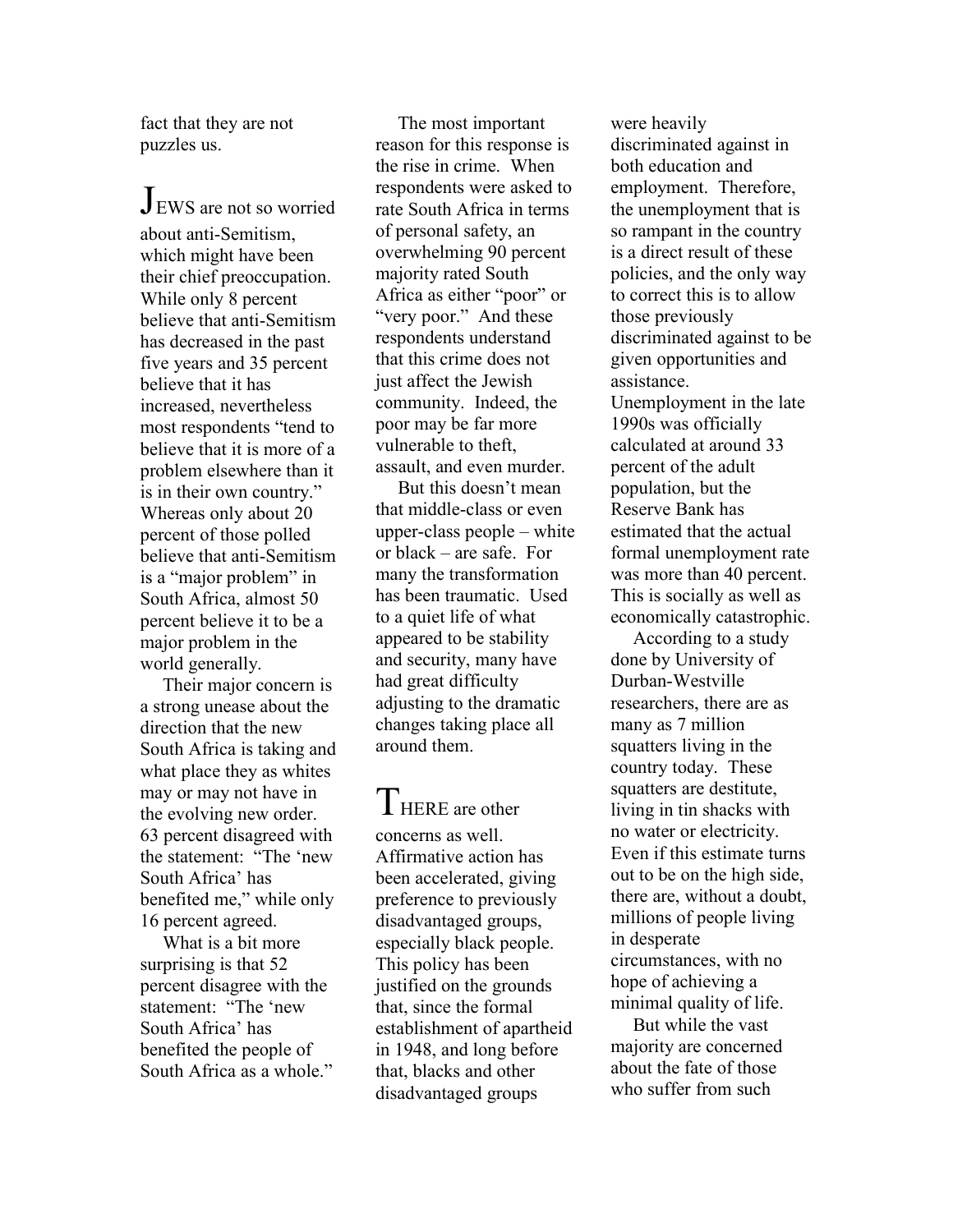fact that they are not puzzles us.

JEWS are not so worried about anti-Semitism, which might have been their chief preoccupation. While only 8 percent believe that anti-Semitism has decreased in the past five years and 35 percent believe that it has increased, nevertheless most respondents "tend to believe that it is more of a problem elsewhere than it is in their own country." Whereas only about 20 percent of those polled believe that anti-Semitism is a "major problem" in South Africa, almost 50 percent believe it to be a major problem in the world generally.

Their major concern is a strong unease about the direction that the new South Africa is taking and what place they as whites may or may not have in the evolving new order. 63 percent disagreed with the statement: "The 'new South Africa' has benefited me," while only 16 percent agreed.

What is a bit more surprising is that 52 percent disagree with the statement: "The 'new South Africa' has benefited the people of South Africa as a whole."

The most important reason for this response is the rise in crime. When respondents were asked to rate South Africa in terms of personal safety, an overwhelming 90 percent majority rated South Africa as either "poor" or "very poor." And these respondents understand that this crime does not just affect the Jewish community. Indeed, the poor may be far more vulnerable to theft, assault, and even murder.

But this doesn't mean that middle-class or even upper-class people – white or black – are safe. For many the transformation has been traumatic. Used to a quiet life of what appeared to be stability and security, many have had great difficulty adjusting to the dramatic changes taking place all around them.

THERE are other concerns as well. Affirmative action has been accelerated, giving preference to previously disadvantaged groups, especially black people. This policy has been justified on the grounds that, since the formal establishment of apartheid in 1948, and long before that, blacks and other disadvantaged groups were heavily discriminated against in both education and employment. Therefore, the unemployment that is so rampant in the country is a direct result of these policies, and the only way to correct this is to allow those previously discriminated against to be given opportunities and assistance. Unemployment in the late 1990s was officially calculated at around 33 percent of the adult population, but the Reserve Bank has estimated that the actual formal unemployment rate was more than 40 percent. This is socially as well as economically catastrophic.

According to a study done by University of Durban-Westville researchers, there are as many as 7 million squatters living in the country today. These squatters are destitute, living in tin shacks with no water or electricity. Even if this estimate turns out to be on the high side, there are, without a doubt, millions of people living in desperate circumstances, with no hope of achieving a minimal quality of life.

But while the vast majority are concerned about the fate of those who suffer from such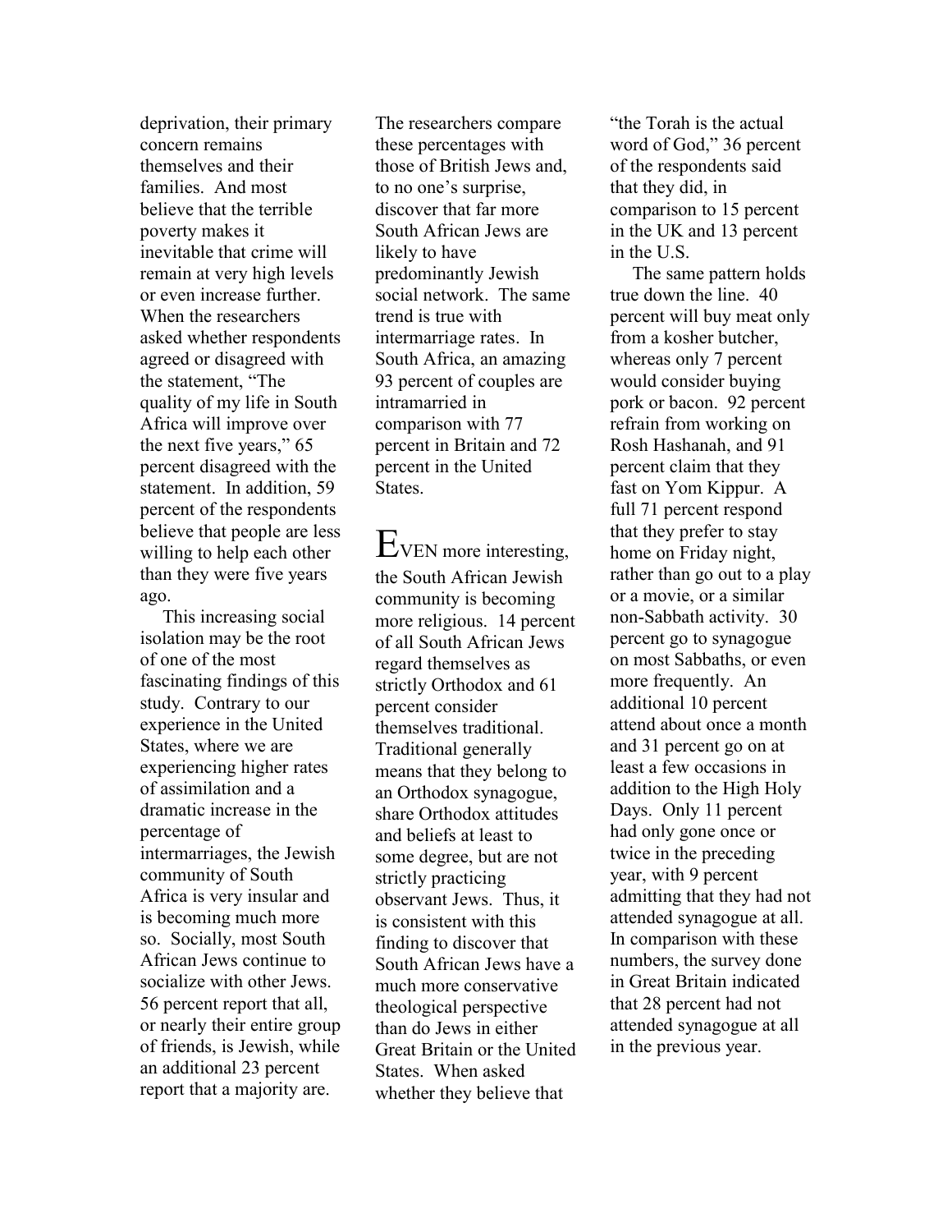deprivation, their primary concern remains themselves and their families. And most believe that the terrible poverty makes it inevitable that crime will remain at very high levels or even increase further. When the researchers asked whether respondents agreed or disagreed with the statement, "The quality of my life in South Africa will improve over the next five years," 65 percent disagreed with the statement. In addition, 59 percent of the respondents believe that people are less willing to help each other than they were five years ago.

This increasing social isolation may be the root of one of the most fascinating findings of this study. Contrary to our experience in the United States, where we are experiencing higher rates of assimilation and a dramatic increase in the percentage of intermarriages, the Jewish community of South Africa is very insular and is becoming much more so. Socially, most South African Jews continue to socialize with other Jews. 56 percent report that all, or nearly their entire group of friends, is Jewish, while an additional 23 percent report that a majority are. The researchers compare these percentages with those of British Jews and, to no one's surprise, discover that far more South African Jews are likely to have predominantly Jewish social network. The same trend is true with intermarriage rates. In South Africa, an amazing 93 percent of couples are intramarried in comparison with 77 percent in Britain and 72 percent in the United States.

EVEN more interesting, the South African Jewish community is becoming more religious. 14 percent of all South African Jews regard themselves as strictly Orthodox and 61 percent consider themselves traditional. Traditional generally means that they belong to an Orthodox synagogue, share Orthodox attitudes and beliefs at least to some degree, but are not strictly practicing observant Jews. Thus, it is consistent with this finding to discover that South African Jews have a much more conservative theological perspective than do Jews in either Great Britain or the United States. When asked whether they believe that "the Torah is the actual word of God," 36 percent of the respondents said that they did, in comparison to 15 percent in the UK and 13 percent in the U.S.

The same pattern holds true down the line. 40 percent will buy meat only from a kosher butcher, whereas only 7 percent would consider buying pork or bacon. 92 percent refrain from working on Rosh Hashanah, and 91 percent claim that they fast on Yom Kippur. A full 71 percent respond that they prefer to stay home on Friday night, rather than go out to a play or a movie, or a similar non-Sabbath activity. 30 percent go to synagogue on most Sabbaths, or even more frequently. An additional 10 percent attend about once a month and 31 percent go on at least a few occasions in addition to the High Holy Days. Only 11 percent had only gone once or twice in the preceding year, with 9 percent admitting that they had not attended synagogue at all. In comparison with these numbers, the survey done in Great Britain indicated that 28 percent had not attended synagogue at all in the previous year.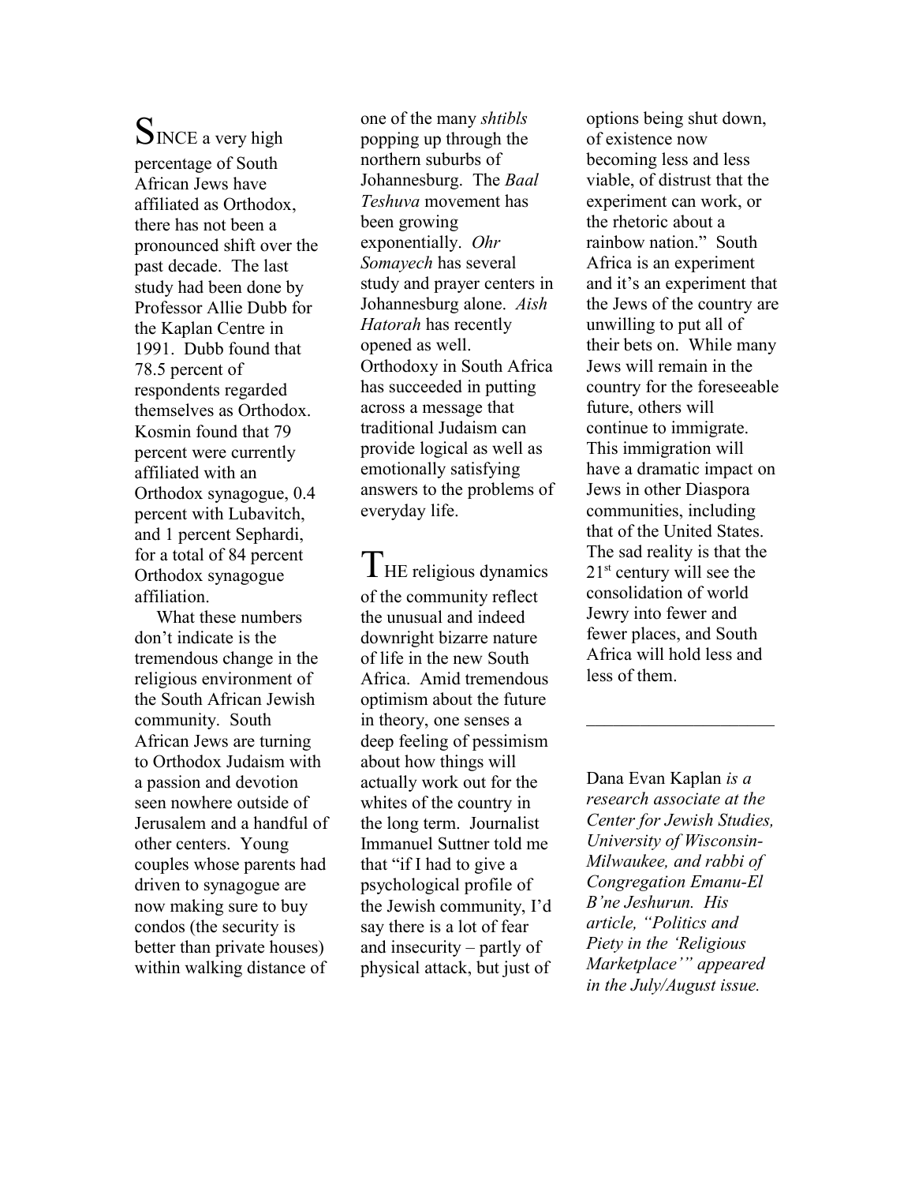SINCE a very high percentage of South African Jews have affiliated as Orthodox, there has not been a pronounced shift over the past decade. The last study had been done by Professor Allie Dubb for the Kaplan Centre in 1991. Dubb found that 78.5 percent of respondents regarded themselves as Orthodox. Kosmin found that 79 percent were currently affiliated with an Orthodox synagogue, 0.4 percent with Lubavitch, and 1 percent Sephardi, for a total of 84 percent Orthodox synagogue affiliation.

What these numbers don't indicate is the tremendous change in the religious environment of the South African Jewish community. South African Jews are turning to Orthodox Judaism with a passion and devotion seen nowhere outside of Jerusalem and a handful of other centers. Young couples whose parents had driven to synagogue are now making sure to buy condos (the security is better than private houses) within walking distance of one of the many *shtibls* popping up through the northern suburbs of Johannesburg. The *Baal Teshuva* movement has been growing exponentially. *Ohr Somayech* has several study and prayer centers in Johannesburg alone. *Aish Hatorah* has recently opened as well. Orthodoxy in South Africa has succeeded in putting across a message that traditional Judaism can provide logical as well as emotionally satisfying answers to the problems of everyday life.

THE religious dynamics of the community reflect the unusual and indeed downright bizarre nature of life in the new South Africa. Amid tremendous optimism about the future in theory, one senses a deep feeling of pessimism about how things will actually work out for the whites of the country in the long term. Journalist Immanuel Suttner told me that "if I had to give a psychological profile of the Jewish community, I'd say there is a lot of fear and insecurity – partly of physical attack, but just of options being shut down, of existence now becoming less and less viable, of distrust that the experiment can work, or the rhetoric about a rainbow nation." South Africa is an experiment and it's an experiment that the Jews of the country are unwilling to put all of their bets on. While many Jews will remain in the country for the foreseeable future, others will continue to immigrate. This immigration will have a dramatic impact on Jews in other Diaspora communities, including that of the United States. The sad reality is that the 21st century will see the consolidation of world Jewry into fewer and fewer places, and South Africa will hold less and less of them.

---

Dana Evan Kaplan *is a research associate at the Center for Jewish Studies, University of Wisconsin-Milwaukee, and rabbi of Congregation Emanu-El B'ne Jeshurun. His article, "Politics and Piety in the 'Religious Marketplace'" appeared in the July/August issue.*